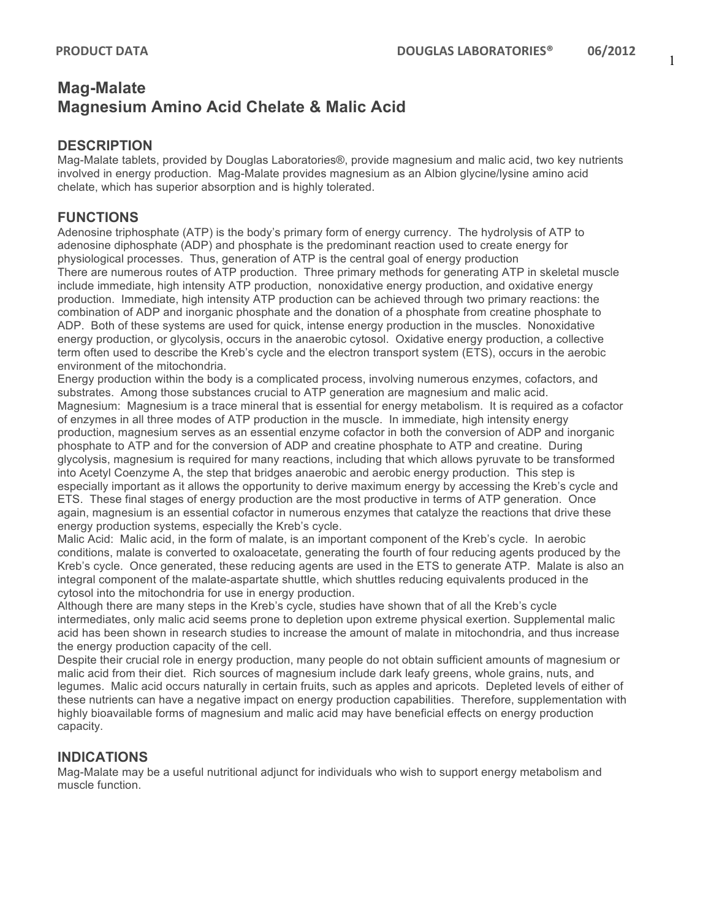# Mag-Malate
# Magnesium Amino Acid Chelate & Malic Acid

## DESCRIPTION

Mag-Malate tablets, provided by Douglas Laboratories®, provide magnesium and malic acid, two key nutrients involved in energy production. Mag-Malate provides magnesium as an Albion glycine/lysine amino acid chelate, which has superior absorption and is highly tolerated.

## FUNCTIONS

Adenosine triphosphate (ATP) is the body's primary form of energy currency. The hydrolysis of ATP to adenosine diphosphate (ADP) and phosphate is the predominant reaction used to create energy for physiological processes. Thus, generation of ATP is the central goal of energy production

There are numerous routes of ATP production. Three primary methods for generating ATP in skeletal muscle include immediate, high intensity ATP production, nonoxidative energy production, and oxidative energy production. Immediate, high intensity ATP production can be achieved through two primary reactions: the combination of ADP and inorganic phosphate and the donation of a phosphate from creatine phosphate to ADP. Both of these systems are used for quick, intense energy production in the muscles. Nonoxidative energy production, or glycolysis, occurs in the anaerobic cytosol. Oxidative energy production, a collective term often used to describe the Kreb's cycle and the electron transport system (ETS), occurs in the aerobic environment of the mitochondria.

Energy production within the body is a complicated process, involving numerous enzymes, cofactors, and substrates. Among those substances crucial to ATP generation are magnesium and malic acid.

Magnesium: Magnesium is a trace mineral that is essential for energy metabolism. It is required as a cofactor of enzymes in all three modes of ATP production in the muscle. In immediate, high intensity energy production, magnesium serves as an essential enzyme cofactor in both the conversion of ADP and inorganic phosphate to ATP and for the conversion of ADP and creatine phosphate to ATP and creatine. During glycolysis, magnesium is required for many reactions, including that which allows pyruvate to be transformed into Acetyl Coenzyme A, the step that bridges anaerobic and aerobic energy production. This step is especially important as it allows the opportunity to derive maximum energy by accessing the Kreb's cycle and ETS. These final stages of energy production are the most productive in terms of ATP generation. Once again, magnesium is an essential cofactor in numerous enzymes that catalyze the reactions that drive these energy production systems, especially the Kreb's cycle.

Malic Acid: Malic acid, in the form of malate, is an important component of the Kreb's cycle. In aerobic conditions, malate is converted to oxaloacetate, generating the fourth of four reducing agents produced by the Kreb's cycle. Once generated, these reducing agents are used in the ETS to generate ATP. Malate is also an integral component of the malate-aspartate shuttle, which shuttles reducing equivalents produced in the cytosol into the mitochondria for use in energy production.

Although there are many steps in the Kreb's cycle, studies have shown that of all the Kreb's cycle intermediates, only malic acid seems prone to depletion upon extreme physical exertion. Supplemental malic acid has been shown in research studies to increase the amount of malate in mitochondria, and thus increase the energy production capacity of the cell.

Despite their crucial role in energy production, many people do not obtain sufficient amounts of magnesium or malic acid from their diet. Rich sources of magnesium include dark leafy greens, whole grains, nuts, and legumes. Malic acid occurs naturally in certain fruits, such as apples and apricots. Depleted levels of either of these nutrients can have a negative impact on energy production capabilities. Therefore, supplementation with highly bioavailable forms of magnesium and malic acid may have beneficial effects on energy production capacity.

## INDICATIONS

Mag-Malate may be a useful nutritional adjunct for individuals who wish to support energy metabolism and muscle function.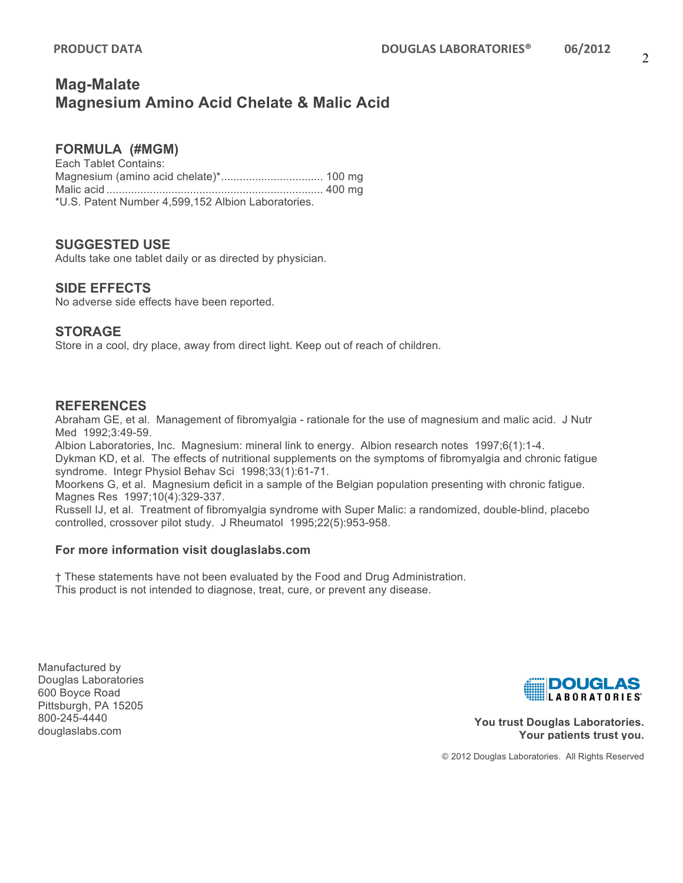# Mag-Malate
## Magnesium Amino Acid Chelate & Malic Acid

### FORMULA (#MGM)

Each Tablet Contains:
Magnesium (amino acid chelate)*................................. 100 mg
Malic acid..................................................................... 400 mg
*U.S. Patent Number 4,599,152 Albion Laboratories.

### SUGGESTED USE

Adults take one tablet daily or as directed by physician.

### SIDE EFFECTS

No adverse side effects have been reported.

### STORAGE

Store in a cool, dry place, away from direct light. Keep out of reach of children.

### REFERENCES

Abraham GE, et al. Management of fibromyalgia - rationale for the use of magnesium and malic acid. J Nutr Med 1992;3:49-59.
Albion Laboratories, Inc. Magnesium: mineral link to energy. Albion research notes 1997;6(1):1-4.
Dykman KD, et al. The effects of nutritional supplements on the symptoms of fibromyalgia and chronic fatigue syndrome. Integr Physiol Behav Sci 1998;33(1):61-71.
Moorkens G, et al. Magnesium deficit in a sample of the Belgian population presenting with chronic fatigue. Magnes Res 1997;10(4):329-337.
Russell IJ, et al. Treatment of fibromyalgia syndrome with Super Malic: a randomized, double-blind, placebo controlled, crossover pilot study. J Rheumatol 1995;22(5):953-958.

**For more information visit douglaslabs.com**

† These statements have not been evaluated by the Food and Drug Administration.
This product is not intended to diagnose, treat, cure, or prevent any disease.

Manufactured by
Douglas Laboratories
600 Boyce Road
Pittsburgh, PA 15205
800-245-4440
douglaslabs.com

DOUGLAS LABORATORIES®

**You trust Douglas Laboratories.
Your patients trust you.**

© 2012 Douglas Laboratories. All Rights Reserved